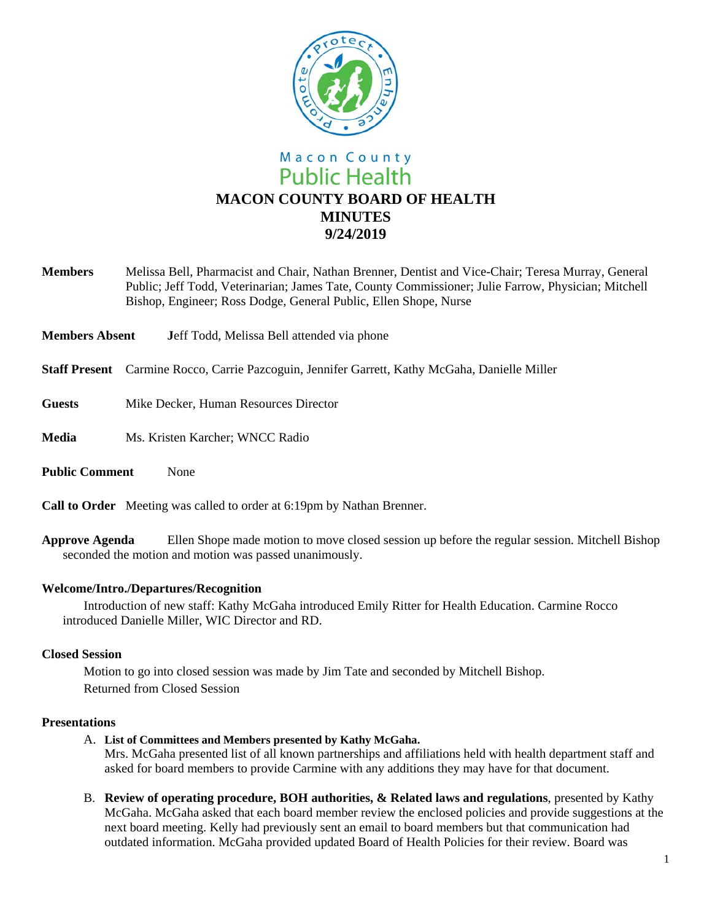Macon County
Public Health

# MACON COUNTY BOARD OF HEALTH
# MINUTES
# 9/24/2019

**Members** Melissa Bell, Pharmacist and Chair, Nathan Brenner, Dentist and Vice-Chair; Teresa Murray, General Public; Jeff Todd, Veterinarian; James Tate, County Commissioner; Julie Farrow, Physician; Mitchell Bishop, Engineer; Ross Dodge, General Public, Ellen Shope, Nurse

**Members Absent** Jeff Todd, Melissa Bell attended via phone

**Staff Present** Carmine Rocco, Carrie Pazcoguin, Jennifer Garrett, Kathy McGaha, Danielle Miller

**Guests** Mike Decker, Human Resources Director

**Media** Ms. Kristen Karcher; WNCC Radio

**Public Comment** None

**Call to Order** Meeting was called to order at 6:19pm by Nathan Brenner.

**Approve Agenda** Ellen Shope made motion to move closed session up before the regular session. Mitchell Bishop seconded the motion and motion was passed unanimously.

**Welcome/Intro./Departures/Recognition**

Introduction of new staff: Kathy McGaha introduced Emily Ritter for Health Education. Carmine Rocco introduced Danielle Miller, WIC Director and RD.

**Closed Session**

Motion to go into closed session was made by Jim Tate and seconded by Mitchell Bishop.
Returned from Closed Session

**Presentations**

A. **List of Committees and Members presented by Kathy McGaha.**
Mrs. McGaha presented list of all known partnerships and affiliations held with health department staff and asked for board members to provide Carmine with any additions they may have for that document.

B. **Review of operating procedure, BOH authorities, & Related laws and regulations**, presented by Kathy McGaha. McGaha asked that each board member review the enclosed policies and provide suggestions at the next board meeting. Kelly had previously sent an email to board members but that communication had outdated information. McGaha provided updated Board of Health Policies for their review. Board was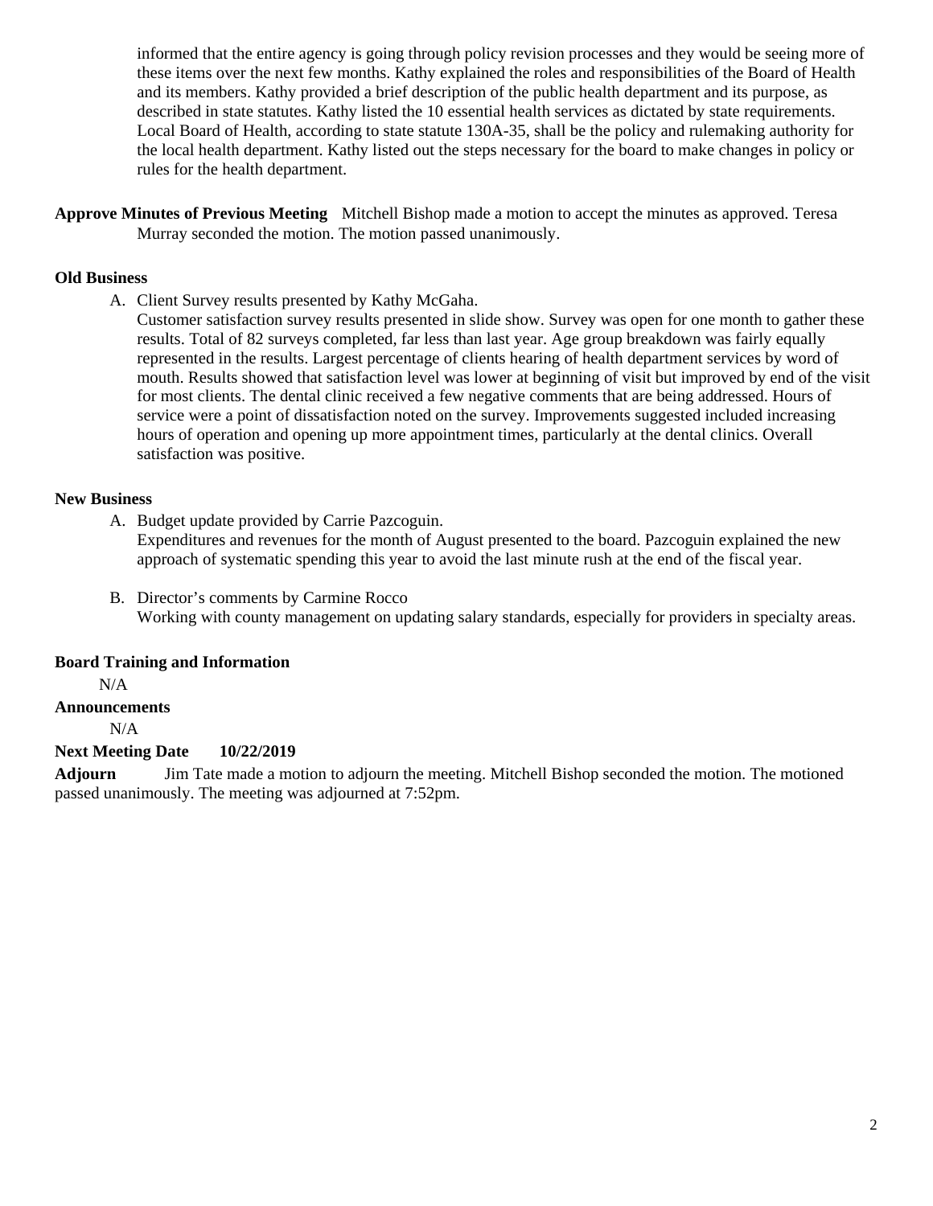informed that the entire agency is going through policy revision processes and they would be seeing more of these items over the next few months. Kathy explained the roles and responsibilities of the Board of Health and its members. Kathy provided a brief description of the public health department and its purpose, as described in state statutes. Kathy listed the 10 essential health services as dictated by state requirements. Local Board of Health, according to state statute 130A-35, shall be the policy and rulemaking authority for the local health department. Kathy listed out the steps necessary for the board to make changes in policy or rules for the health department.

**Approve Minutes of Previous Meeting** Mitchell Bishop made a motion to accept the minutes as approved. Teresa Murray seconded the motion. The motion passed unanimously.

**Old Business**

A. Client Survey results presented by Kathy McGaha.
   Customer satisfaction survey results presented in slide show. Survey was open for one month to gather these results. Total of 82 surveys completed, far less than last year. Age group breakdown was fairly equally represented in the results. Largest percentage of clients hearing of health department services by word of mouth. Results showed that satisfaction level was lower at beginning of visit but improved by end of the visit for most clients. The dental clinic received a few negative comments that are being addressed. Hours of service were a point of dissatisfaction noted on the survey. Improvements suggested included increasing hours of operation and opening up more appointment times, particularly at the dental clinics. Overall satisfaction was positive.

**New Business**

A. Budget update provided by Carrie Pazcoguin.
   Expenditures and revenues for the month of August presented to the board. Pazcoguin explained the new approach of systematic spending this year to avoid the last minute rush at the end of the fiscal year.

B. Director's comments by Carmine Rocco
   Working with county management on updating salary standards, especially for providers in specialty areas.

**Board Training and Information**

N/A

**Announcements**

N/A

**Next Meeting Date 10/22/2019**

**Adjourn** Jim Tate made a motion to adjourn the meeting. Mitchell Bishop seconded the motion. The motioned passed unanimously. The meeting was adjourned at 7:52pm.